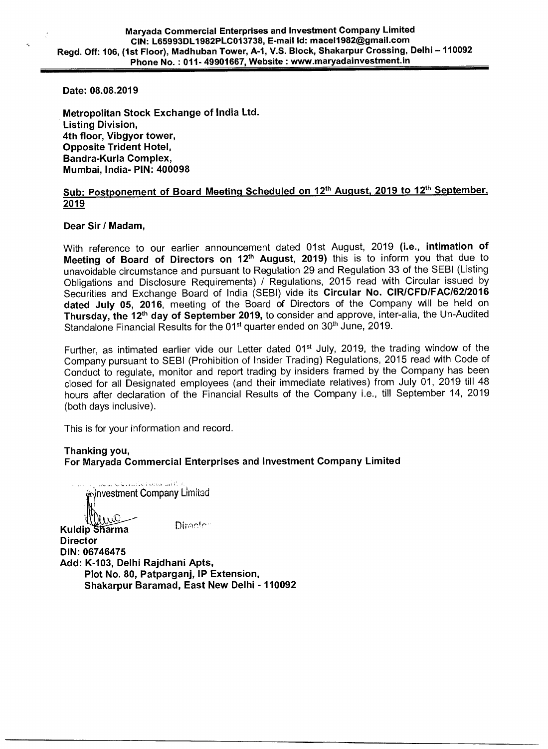**Maryada Commercial Enterprises and Investment Company Limited**
**CIN: L65993DL1982PLC013738, E-mail Id: macel1982@gmail.com**
**Regd. Off: 106, (1st Floor), Madhuban Tower, A-1, V.S. Block, Shakarpur Crossing, Delhi – 110092**
**Phone No. : 011- 49901667, Website : www.maryadainvestment.in**

**Date: 08.08.2019**

**Metropolitan Stock Exchange of India Ltd.**
**Listing Division,**
**4th floor, Vibgyor tower,**
**Opposite Trident Hotel,**
**Bandra-Kurla Complex,**
**Mumbai, India- PIN: 400098**

**Sub: Postponement of Board Meeting Scheduled on 12th August, 2019 to 12th September, 2019**

**Dear Sir / Madam,**

With reference to our earlier announcement dated 01st August, 2019 **(i.e., intimation of Meeting of Board of Directors on 12th August, 2019)** this is to inform you that due to unavoidable circumstance and pursuant to Regulation 29 and Regulation 33 of the SEBI (Listing Obligations and Disclosure Requirements) / Regulations, 2015 read with Circular issued by Securities and Exchange Board of India (SEBI) vide its **Circular No. CIR/CFD/FAC/62/2016 dated July 05, 2016**, meeting of the Board of Directors of the Company will be held on **Thursday, the 12th day of September 2019,** to consider and approve, inter-alia, the Un-Audited Standalone Financial Results for the 01st quarter ended on 30th June, 2019.

Further, as intimated earlier vide our Letter dated 01st July, 2019, the trading window of the Company pursuant to SEBI (Prohibition of Insider Trading) Regulations, 2015 read with Code of Conduct to regulate, monitor and report trading by insiders framed by the Company has been closed for all Designated employees (and their immediate relatives) from July 01, 2019 till 48 hours after declaration of the Financial Results of the Company i.e., till September 14, 2019 (both days inclusive).

This is for your information and record.

**Thanking you,**
**For Maryada Commercial Enterprises and Investment Company Limited**

Investment Company Limited

Director

**Kuldip Sharma**
**Director**
**DIN: 06746475**
**Add: K-103, Delhi Rajdhani Apts,**
**Plot No. 80, Patparganj, IP Extension,**
**Shakarpur Baramad, East New Delhi - 110092**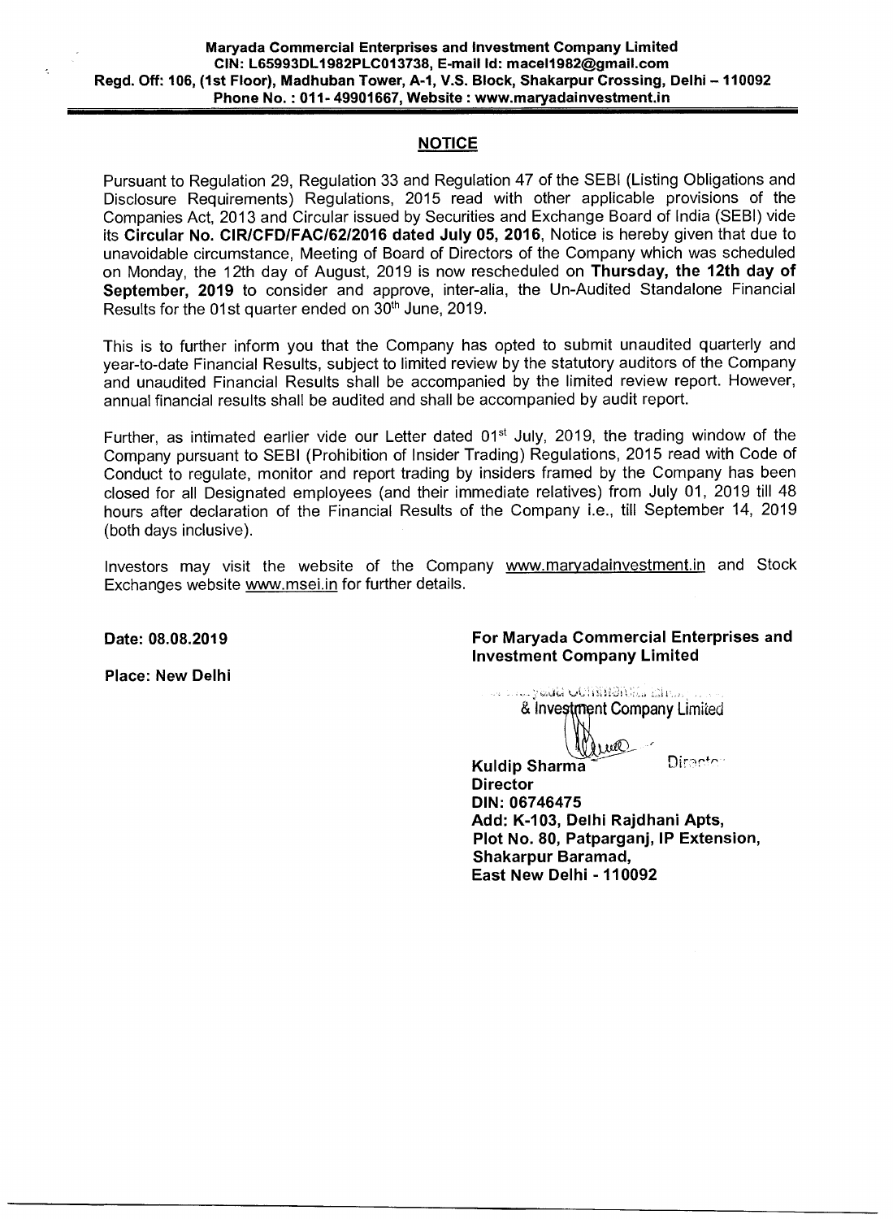**Maryada Commercial Enterprises and Investment Company Limited**
**CIN: L65993DL1982PLC013738, E-mail Id: macel1982@gmail.com**
**Regd. Off: 106, (1st Floor), Madhuban Tower, A-1, V.S. Block, Shakarpur Crossing, Delhi – 110092**
**Phone No. : 011- 49901667, Website : www.maryadainvestment.in**

## NOTICE

Pursuant to Regulation 29, Regulation 33 and Regulation 47 of the SEBI (Listing Obligations and Disclosure Requirements) Regulations, 2015 read with other applicable provisions of the Companies Act, 2013 and Circular issued by Securities and Exchange Board of India (SEBI) vide its **Circular No. CIR/CFD/FAC/62/2016 dated July 05, 2016**, Notice is hereby given that due to unavoidable circumstance, Meeting of Board of Directors of the Company which was scheduled on Monday, the 12th day of August, 2019 is now rescheduled on **Thursday, the 12th day of September, 2019** to consider and approve, inter-alia, the Un-Audited Standalone Financial Results for the 01st quarter ended on 30th June, 2019.

This is to further inform you that the Company has opted to submit unaudited quarterly and year-to-date Financial Results, subject to limited review by the statutory auditors of the Company and unaudited Financial Results shall be accompanied by the limited review report. However, annual financial results shall be audited and shall be accompanied by audit report.

Further, as intimated earlier vide our Letter dated 01st July, 2019, the trading window of the Company pursuant to SEBI (Prohibition of Insider Trading) Regulations, 2015 read with Code of Conduct to regulate, monitor and report trading by insiders framed by the Company has been closed for all Designated employees (and their immediate relatives) from July 01, 2019 till 48 hours after declaration of the Financial Results of the Company i.e., till September 14, 2019 (both days inclusive).

Investors may visit the website of the Company www.maryadainvestment.in and Stock Exchanges website www.msei.in for further details.

**Date: 08.08.2019**

**Place: New Delhi**

**For Maryada Commercial Enterprises and Investment Company Limited**

Maryada Commercial Enterprises & Investment Company Limited

Director

**Kuldip Sharma**
**Director**
**DIN: 06746475**
**Add: K-103, Delhi Rajdhani Apts, Plot No. 80, Patparganj, IP Extension, Shakarpur Baramad, East New Delhi - 110092**